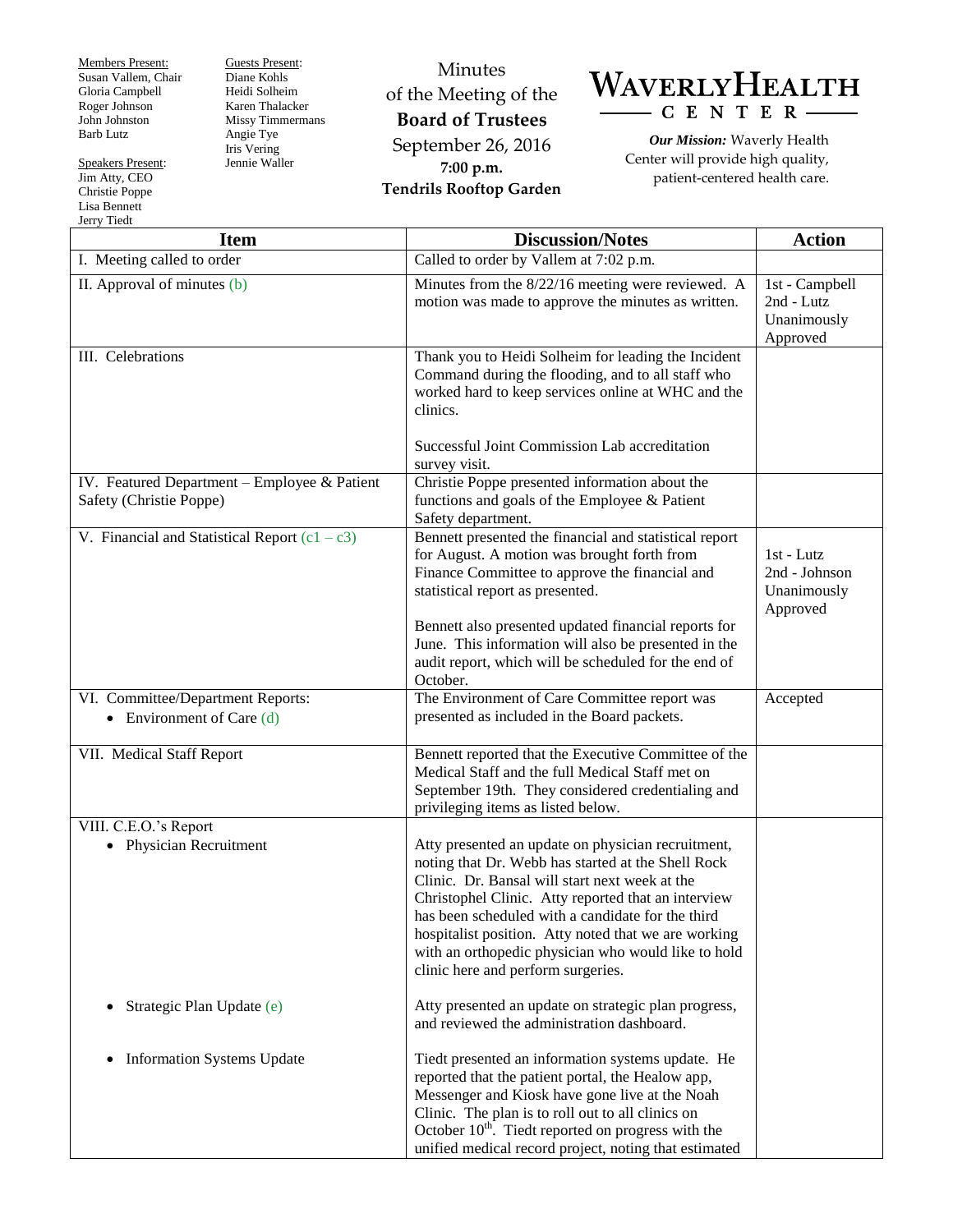Members Present:
Susan Vallem, Chair
Gloria Campbell
Roger Johnson
John Johnston
Barb Lutz

Speakers Present:
Jim Atty, CEO
Christie Poppe
Lisa Bennett
Jerry Tiedt

Guests Present:
Diane Kohls
Heidi Solheim
Karen Thalacker
Missy Timmermans
Angie Tye
Iris Vering
Jennie Waller

# Minutes of the Meeting of the **Board of Trustees**

September 26, 2016
**7:00 p.m.**
**Tendrils Rooftop Garden**

**WAVERLY HEALTH CENTER**

***Our Mission:*** Waverly Health Center will provide high quality, patient-centered health care.

| Item | Discussion/Notes | Action |
|---|---|---|
| I. Meeting called to order | Called to order by Vallem at 7:02 p.m. | |
| II. Approval of minutes (b) | Minutes from the 8/22/16 meeting were reviewed. A motion was made to approve the minutes as written. | 1st - Campbell<br>2nd - Lutz<br>Unanimously Approved |
| III. Celebrations | Thank you to Heidi Solheim for leading the Incident Command during the flooding, and to all staff who worked hard to keep services online at WHC and the clinics.<br><br>Successful Joint Commission Lab accreditation survey visit. | |
| IV. Featured Department – Employee & Patient Safety (Christie Poppe) | Christie Poppe presented information about the functions and goals of the Employee & Patient Safety department. | |
| V. Financial and Statistical Report (c1 – c3) | Bennett presented the financial and statistical report for August. A motion was brought forth from Finance Committee to approve the financial and statistical report as presented.<br><br>Bennett also presented updated financial reports for June. This information will also be presented in the audit report, which will be scheduled for the end of October. | 1st - Lutz<br>2nd - Johnson<br>Unanimously Approved |
| VI. Committee/Department Reports:<br>• Environment of Care (d) | The Environment of Care Committee report was presented as included in the Board packets. | Accepted |
| VII. Medical Staff Report | Bennett reported that the Executive Committee of the Medical Staff and the full Medical Staff met on September 19th. They considered credentialing and privileging items as listed below. | |
| VIII. C.E.O.'s Report<br>• Physician Recruitment | Atty presented an update on physician recruitment, noting that Dr. Webb has started at the Shell Rock Clinic. Dr. Bansal will start next week at the Christophel Clinic. Atty reported that an interview has been scheduled with a candidate for the third hospitalist position. Atty noted that we are working with an orthopedic physician who would like to hold clinic here and perform surgeries. | |
| • Strategic Plan Update (e) | Atty presented an update on strategic plan progress, and reviewed the administration dashboard. | |
| • Information Systems Update | Tiedt presented an information systems update. He reported that the patient portal, the Healow app, Messenger and Kiosk have gone live at the Noah Clinic. The plan is to roll out to all clinics on October 10th. Tiedt reported on progress with the unified medical record project, noting that estimated | |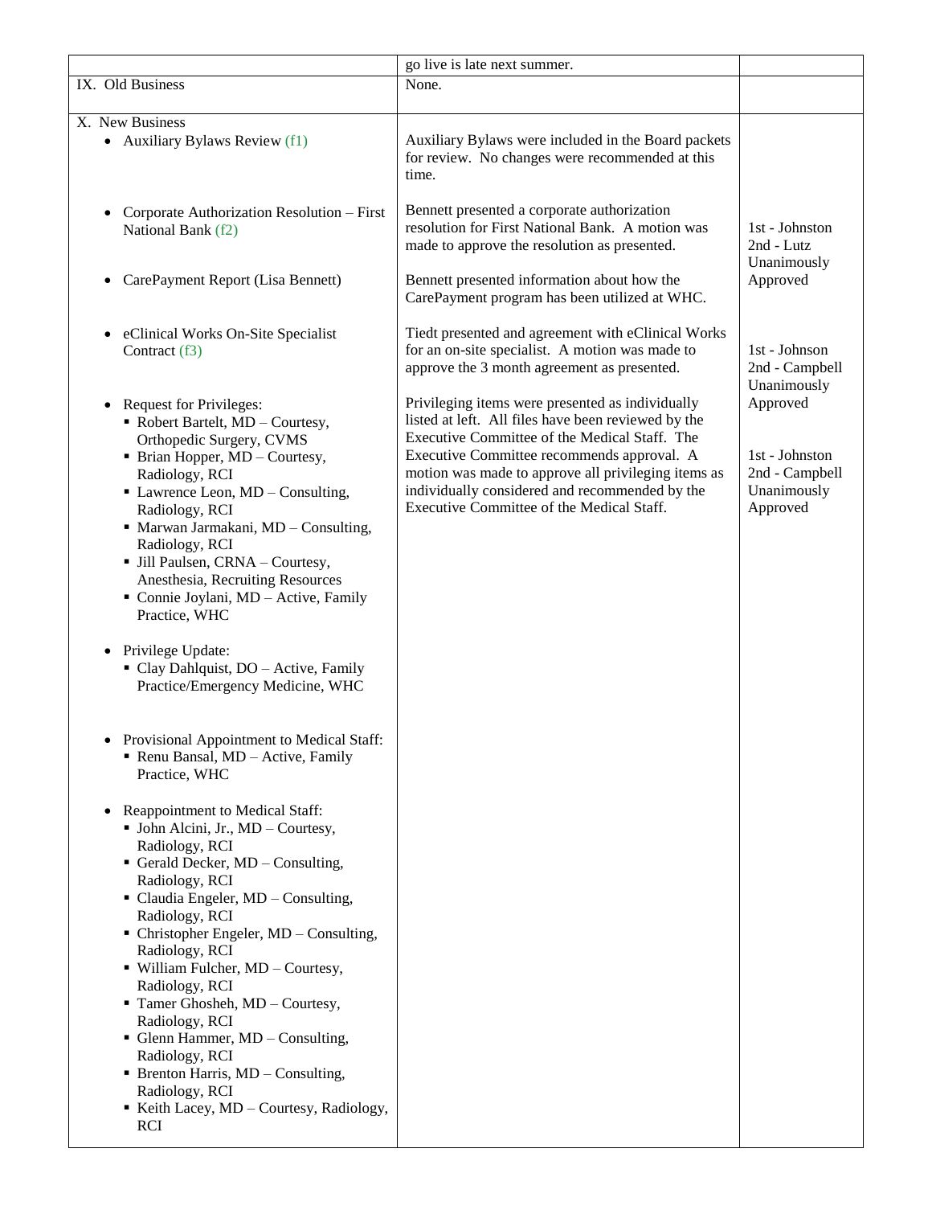| | | |
|---|---|---|
| | go live is late next summer. | |
| IX. Old Business | None. | |
| X. New Business<br>• Auxiliary Bylaws Review (f1) | Auxiliary Bylaws were included in the Board packets for review. No changes were recommended at this time. | |
| • Corporate Authorization Resolution – First National Bank (f2) | Bennett presented a corporate authorization resolution for First National Bank. A motion was made to approve the resolution as presented. | 1st - Johnston<br>2nd - Lutz<br>Unanimously Approved |
| • CarePayment Report (Lisa Bennett) | Bennett presented information about how the CarePayment program has been utilized at WHC. | |
| • eClinical Works On-Site Specialist Contract (f3) | Tiedt presented and agreement with eClinical Works for an on-site specialist. A motion was made to approve the 3 month agreement as presented. | 1st - Johnson<br>2nd - Campbell<br>Unanimously Approved |
| • Request for Privileges:<br>▪ Robert Bartelt, MD – Courtesy, Orthopedic Surgery, CVMS<br>▪ Brian Hopper, MD – Courtesy, Radiology, RCI<br>▪ Lawrence Leon, MD – Consulting, Radiology, RCI<br>▪ Marwan Jarmakani, MD – Consulting, Radiology, RCI<br>▪ Jill Paulsen, CRNA – Courtesy, Anesthesia, Recruiting Resources<br>▪ Connie Joylani, MD – Active, Family Practice, WHC<br><br>• Privilege Update:<br>▪ Clay Dahlquist, DO – Active, Family Practice/Emergency Medicine, WHC<br><br>• Provisional Appointment to Medical Staff:<br>▪ Renu Bansal, MD – Active, Family Practice, WHC<br><br>• Reappointment to Medical Staff:<br>▪ John Alcini, Jr., MD – Courtesy, Radiology, RCI<br>▪ Gerald Decker, MD – Consulting, Radiology, RCI<br>▪ Claudia Engeler, MD – Consulting, Radiology, RCI<br>▪ Christopher Engeler, MD – Consulting, Radiology, RCI<br>▪ William Fulcher, MD – Courtesy, Radiology, RCI<br>▪ Tamer Ghosheh, MD – Courtesy, Radiology, RCI<br>▪ Glenn Hammer, MD – Consulting, Radiology, RCI<br>▪ Brenton Harris, MD – Consulting, Radiology, RCI<br>▪ Keith Lacey, MD – Courtesy, Radiology, RCI | Privileging items were presented as individually listed at left. All files have been reviewed by the Executive Committee of the Medical Staff. The Executive Committee recommends approval. A motion was made to approve all privileging items as individually considered and recommended by the Executive Committee of the Medical Staff. | 1st - Johnston<br>2nd - Campbell<br>Unanimously Approved |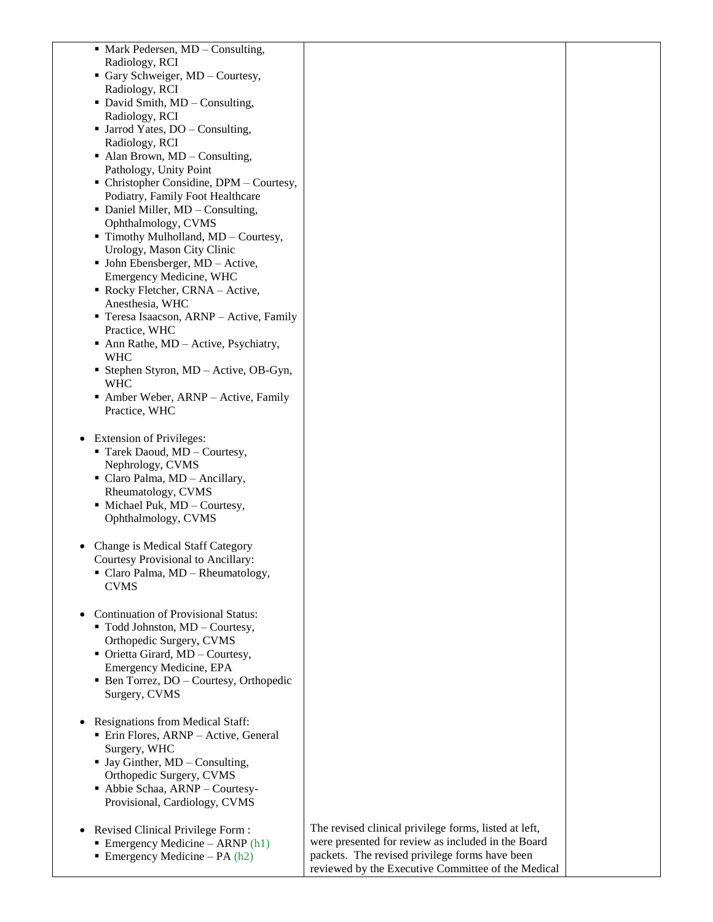| | | |
|---|---|---|
| ▪ Mark Pedersen, MD – Consulting, Radiology, RCI<br>▪ Gary Schweiger, MD – Courtesy, Radiology, RCI<br>▪ David Smith, MD – Consulting, Radiology, RCI<br>▪ Jarrod Yates, DO – Consulting, Radiology, RCI<br>▪ Alan Brown, MD – Consulting, Pathology, Unity Point<br>▪ Christopher Considine, DPM – Courtesy, Podiatry, Family Foot Healthcare<br>▪ Daniel Miller, MD – Consulting, Ophthalmology, CVMS<br>▪ Timothy Mulholland, MD – Courtesy, Urology, Mason City Clinic<br>▪ John Ebensberger, MD – Active, Emergency Medicine, WHC<br>▪ Rocky Fletcher, CRNA – Active, Anesthesia, WHC<br>▪ Teresa Isaacson, ARNP – Active, Family Practice, WHC<br>▪ Ann Rathe, MD – Active, Psychiatry, WHC<br>▪ Stephen Styron, MD – Active, OB-Gyn, WHC<br>▪ Amber Weber, ARNP – Active, Family Practice, WHC<br><br>• Extension of Privileges:<br>▪ Tarek Daoud, MD – Courtesy, Nephrology, CVMS<br>▪ Claro Palma, MD – Ancillary, Rheumatology, CVMS<br>▪ Michael Puk, MD – Courtesy, Ophthalmology, CVMS<br><br>• Change is Medical Staff Category Courtesy Provisional to Ancillary:<br>▪ Claro Palma, MD – Rheumatology, CVMS<br><br>• Continuation of Provisional Status:<br>▪ Todd Johnston, MD – Courtesy, Orthopedic Surgery, CVMS<br>▪ Orietta Girard, MD – Courtesy, Emergency Medicine, EPA<br>▪ Ben Torrez, DO – Courtesy, Orthopedic Surgery, CVMS<br><br>• Resignations from Medical Staff:<br>▪ Erin Flores, ARNP – Active, General Surgery, WHC<br>▪ Jay Ginther, MD – Consulting, Orthopedic Surgery, CVMS<br>▪ Abbie Schaa, ARNP – Courtesy-Provisional, Cardiology, CVMS | | |
| • Revised Clinical Privilege Form :<br>▪ Emergency Medicine – ARNP (h1)<br>▪ Emergency Medicine – PA (h2) | The revised clinical privilege forms, listed at left, were presented for review as included in the Board packets. The revised privilege forms have been reviewed by the Executive Committee of the Medical | |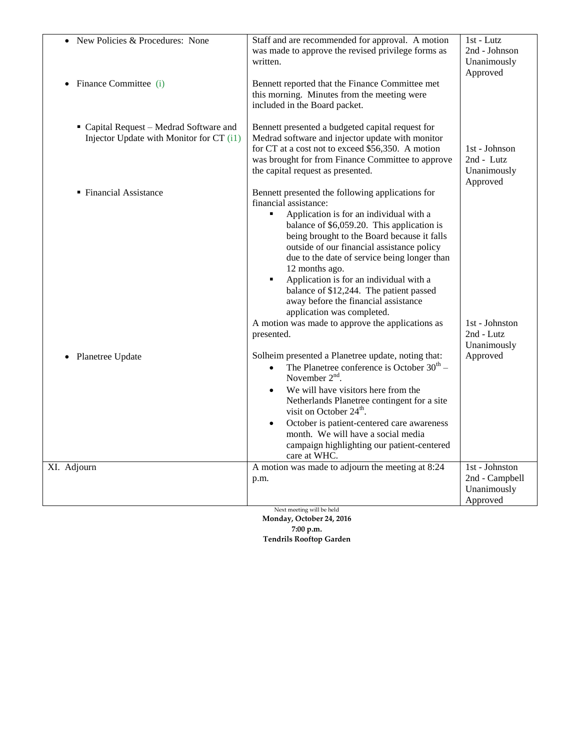| | | |
|---|---|---|
| • New Policies & Procedures: None | Staff and are recommended for approval. A motion was made to approve the revised privilege forms as written. | 1st - Lutz<br>2nd - Johnson<br>Unanimously Approved |
| • Finance Committee (i) | Bennett reported that the Finance Committee met this morning. Minutes from the meeting were included in the Board packet. | |
| ▪ Capital Request – Medrad Software and Injector Update with Monitor for CT (i1) | Bennett presented a budgeted capital request for Medrad software and injector update with monitor for CT at a cost not to exceed $56,350. A motion was brought for from Finance Committee to approve the capital request as presented. | 1st - Johnson<br>2nd - Lutz<br>Unanimously Approved |
| ▪ Financial Assistance | Bennett presented the following applications for financial assistance:<br>▪ Application is for an individual with a balance of $6,059.20. This application is being brought to the Board because it falls outside of our financial assistance policy due to the date of service being longer than 12 months ago.<br>▪ Application is for an individual with a balance of $12,244. The patient passed away before the financial assistance application was completed.<br>A motion was made to approve the applications as presented. | 1st - Johnston<br>2nd - Lutz<br>Unanimously Approved |
| • Planetree Update | Solheim presented a Planetree update, noting that:<br>• The Planetree conference is October 30th – November 2nd.<br>• We will have visitors here from the Netherlands Planetree contingent for a site visit on October 24th.<br>• October is patient-centered care awareness month. We will have a social media campaign highlighting our patient-centered care at WHC. | |
| XI. Adjourn | A motion was made to adjourn the meeting at 8:24 p.m. | 1st - Johnston<br>2nd - Campbell<br>Unanimously Approved |

Next meeting will be held
**Monday, October 24, 2016**
**7:00 p.m.**
**Tendrils Rooftop Garden**